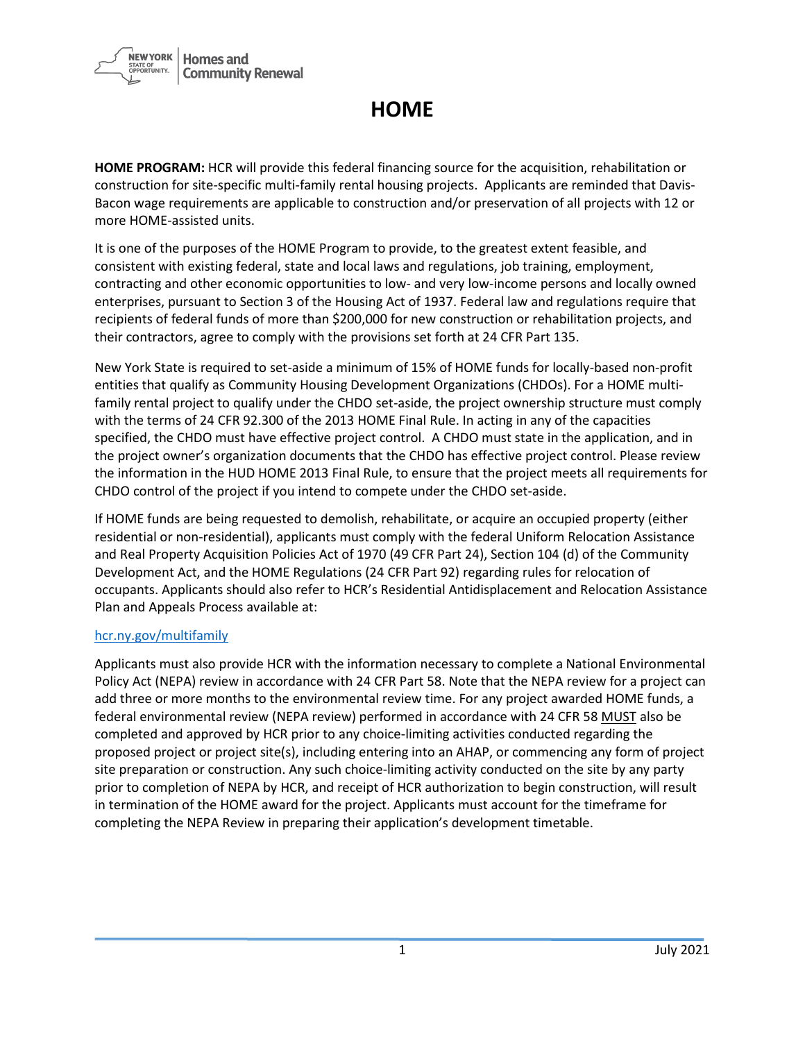# HOME

**HOME PROGRAM:** HCR will provide this federal financing source for the acquisition, rehabilitation or construction for site-specific multi-family rental housing projects. Applicants are reminded that Davis-Bacon wage requirements are applicable to construction and/or preservation of all projects with 12 or more HOME-assisted units.

It is one of the purposes of the HOME Program to provide, to the greatest extent feasible, and consistent with existing federal, state and local laws and regulations, job training, employment, contracting and other economic opportunities to low- and very low-income persons and locally owned enterprises, pursuant to Section 3 of the Housing Act of 1937. Federal law and regulations require that recipients of federal funds of more than $200,000 for new construction or rehabilitation projects, and their contractors, agree to comply with the provisions set forth at 24 CFR Part 135.

New York State is required to set-aside a minimum of 15% of HOME funds for locally-based non-profit entities that qualify as Community Housing Development Organizations (CHDOs). For a HOME multi-family rental project to qualify under the CHDO set-aside, the project ownership structure must comply with the terms of 24 CFR 92.300 of the 2013 HOME Final Rule. In acting in any of the capacities specified, the CHDO must have effective project control. A CHDO must state in the application, and in the project owner's organization documents that the CHDO has effective project control. Please review the information in the HUD HOME 2013 Final Rule, to ensure that the project meets all requirements for CHDO control of the project if you intend to compete under the CHDO set-aside.

If HOME funds are being requested to demolish, rehabilitate, or acquire an occupied property (either residential or non-residential), applicants must comply with the federal Uniform Relocation Assistance and Real Property Acquisition Policies Act of 1970 (49 CFR Part 24), Section 104 (d) of the Community Development Act, and the HOME Regulations (24 CFR Part 92) regarding rules for relocation of occupants. Applicants should also refer to HCR's Residential Antidisplacement and Relocation Assistance Plan and Appeals Process available at:

[hcr.ny.gov/multifamily](hcr.ny.gov/multifamily)

Applicants must also provide HCR with the information necessary to complete a National Environmental Policy Act (NEPA) review in accordance with 24 CFR Part 58. Note that the NEPA review for a project can add three or more months to the environmental review time. For any project awarded HOME funds, a federal environmental review (NEPA review) performed in accordance with 24 CFR 58 <u>MUST</u> also be completed and approved by HCR prior to any choice-limiting activities conducted regarding the proposed project or project site(s), including entering into an AHAP, or commencing any form of project site preparation or construction. Any such choice-limiting activity conducted on the site by any party prior to completion of NEPA by HCR, and receipt of HCR authorization to begin construction, will result in termination of the HOME award for the project. Applicants must account for the timeframe for completing the NEPA Review in preparing their application's development timetable.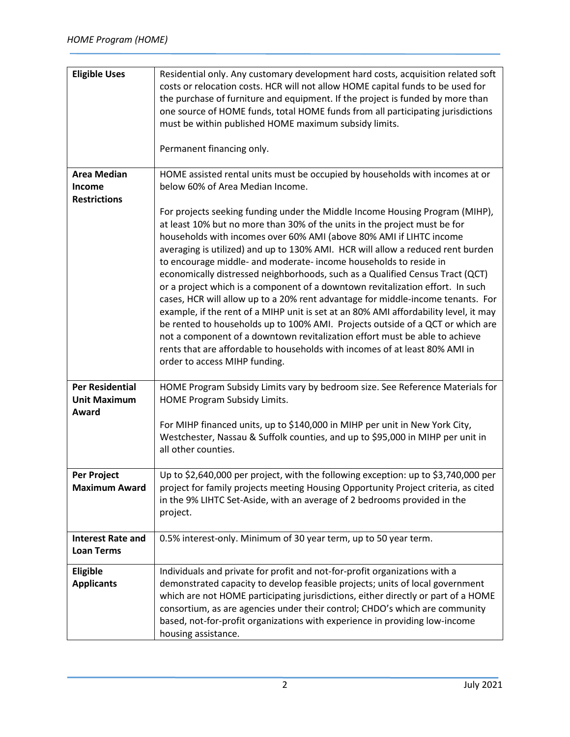| | |
|---|---|
| **Eligible Uses** | Residential only. Any customary development hard costs, acquisition related soft costs or relocation costs. HCR will not allow HOME capital funds to be used for the purchase of furniture and equipment. If the project is funded by more than one source of HOME funds, total HOME funds from all participating jurisdictions must be within published HOME maximum subsidy limits.<br><br>Permanent financing only. |
| **Area Median Income Restrictions** | HOME assisted rental units must be occupied by households with incomes at or below 60% of Area Median Income.<br><br>For projects seeking funding under the Middle Income Housing Program (MIHP), at least 10% but no more than 30% of the units in the project must be for households with incomes over 60% AMI (above 80% AMI if LIHTC income averaging is utilized) and up to 130% AMI. HCR will allow a reduced rent burden to encourage middle- and moderate- income households to reside in economically distressed neighborhoods, such as a Qualified Census Tract (QCT) or a project which is a component of a downtown revitalization effort. In such cases, HCR will allow up to a 20% rent advantage for middle-income tenants. For example, if the rent of a MIHP unit is set at an 80% AMI affordability level, it may be rented to households up to 100% AMI. Projects outside of a QCT or which are not a component of a downtown revitalization effort must be able to achieve rents that are affordable to households with incomes of at least 80% AMI in order to access MIHP funding. |
| **Per Residential Unit Maximum Award** | HOME Program Subsidy Limits vary by bedroom size. See Reference Materials for HOME Program Subsidy Limits.<br><br>For MIHP financed units, up to $140,000 in MIHP per unit in New York City, Westchester, Nassau & Suffolk counties, and up to $95,000 in MIHP per unit in all other counties. |
| **Per Project Maximum Award** | Up to $2,640,000 per project, with the following exception: up to $3,740,000 per project for family projects meeting Housing Opportunity Project criteria, as cited in the 9% LIHTC Set-Aside, with an average of 2 bedrooms provided in the project. |
| **Interest Rate and Loan Terms** | 0.5% interest-only. Minimum of 30 year term, up to 50 year term. |
| **Eligible Applicants** | Individuals and private for profit and not-for-profit organizations with a demonstrated capacity to develop feasible projects; units of local government which are not HOME participating jurisdictions, either directly or part of a HOME consortium, as are agencies under their control; CHDO's which are community based, not-for-profit organizations with experience in providing low-income housing assistance. |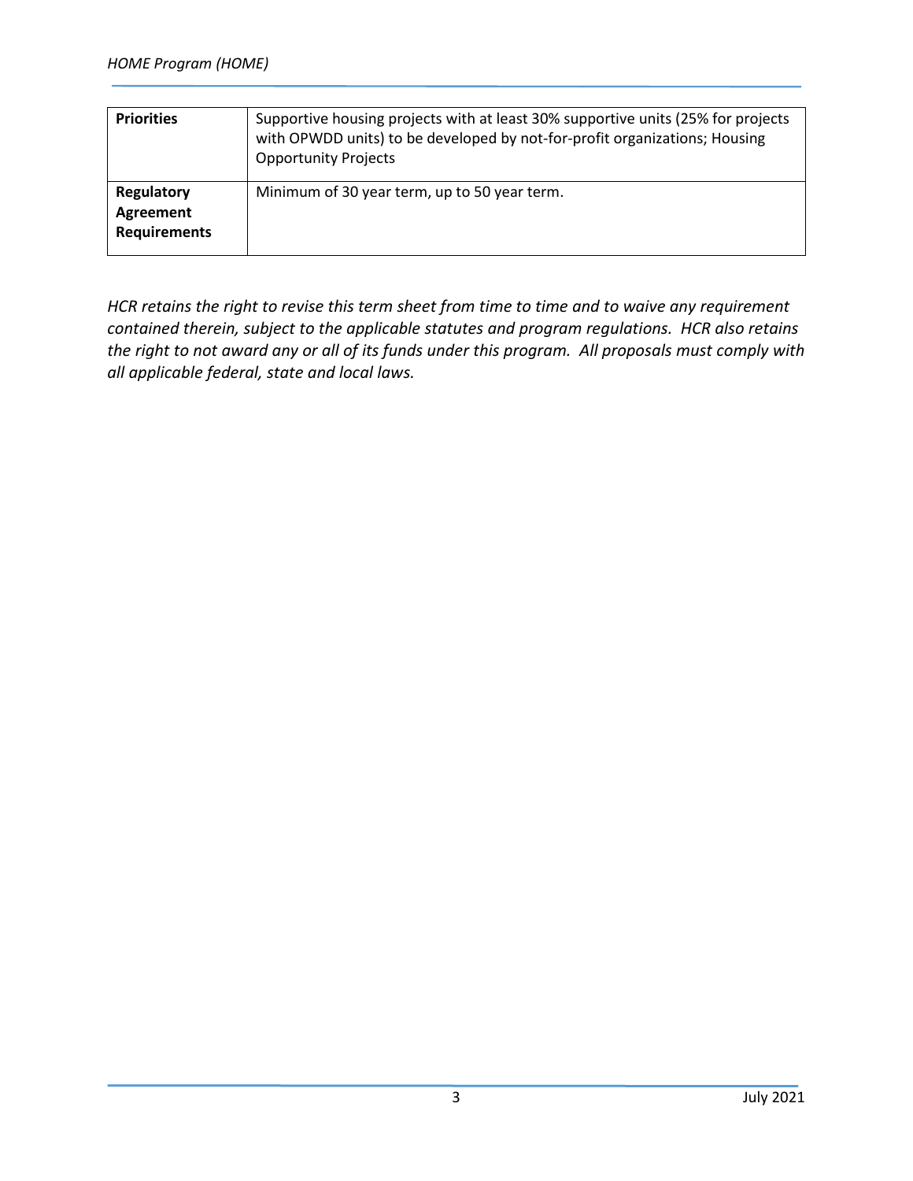| | |
|---|---|
| **Priorities** | Supportive housing projects with at least 30% supportive units (25% for projects with OPWDD units) to be developed by not-for-profit organizations; Housing Opportunity Projects |
| **Regulatory Agreement Requirements** | Minimum of 30 year term, up to 50 year term. |

*HCR retains the right to revise this term sheet from time to time and to waive any requirement contained therein, subject to the applicable statutes and program regulations. HCR also retains the right to not award any or all of its funds under this program. All proposals must comply with all applicable federal, state and local laws.*